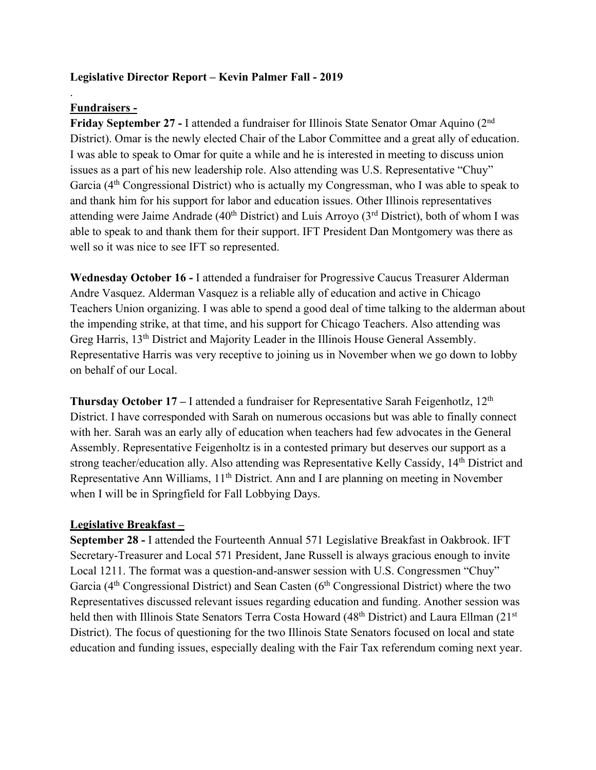**Legislative Director Report – Kevin Palmer Fall - 2019**

.

**Fundraisers -**

**Friday September 27 -** I attended a fundraiser for Illinois State Senator Omar Aquino (2nd District). Omar is the newly elected Chair of the Labor Committee and a great ally of education. I was able to speak to Omar for quite a while and he is interested in meeting to discuss union issues as a part of his new leadership role. Also attending was U.S. Representative "Chuy" Garcia (4th Congressional District) who is actually my Congressman, who I was able to speak to and thank him for his support for labor and education issues. Other Illinois representatives attending were Jaime Andrade (40th District) and Luis Arroyo (3rd District), both of whom I was able to speak to and thank them for their support. IFT President Dan Montgomery was there as well so it was nice to see IFT so represented.

**Wednesday October 16 -** I attended a fundraiser for Progressive Caucus Treasurer Alderman Andre Vasquez. Alderman Vasquez is a reliable ally of education and active in Chicago Teachers Union organizing. I was able to spend a good deal of time talking to the alderman about the impending strike, at that time, and his support for Chicago Teachers. Also attending was Greg Harris, 13th District and Majority Leader in the Illinois House General Assembly. Representative Harris was very receptive to joining us in November when we go down to lobby on behalf of our Local.

**Thursday October 17 –** I attended a fundraiser for Representative Sarah Feigenhotlz, 12th District. I have corresponded with Sarah on numerous occasions but was able to finally connect with her. Sarah was an early ally of education when teachers had few advocates in the General Assembly. Representative Feigenholtz is in a contested primary but deserves our support as a strong teacher/education ally. Also attending was Representative Kelly Cassidy, 14th District and Representative Ann Williams, 11th District. Ann and I are planning on meeting in November when I will be in Springfield for Fall Lobbying Days.

**Legislative Breakfast –**

**September 28 -** I attended the Fourteenth Annual 571 Legislative Breakfast in Oakbrook. IFT Secretary-Treasurer and Local 571 President, Jane Russell is always gracious enough to invite Local 1211. The format was a question-and-answer session with U.S. Congressmen "Chuy" Garcia (4th Congressional District) and Sean Casten (6th Congressional District) where the two Representatives discussed relevant issues regarding education and funding. Another session was held then with Illinois State Senators Terra Costa Howard (48th District) and Laura Ellman (21st District). The focus of questioning for the two Illinois State Senators focused on local and state education and funding issues, especially dealing with the Fair Tax referendum coming next year.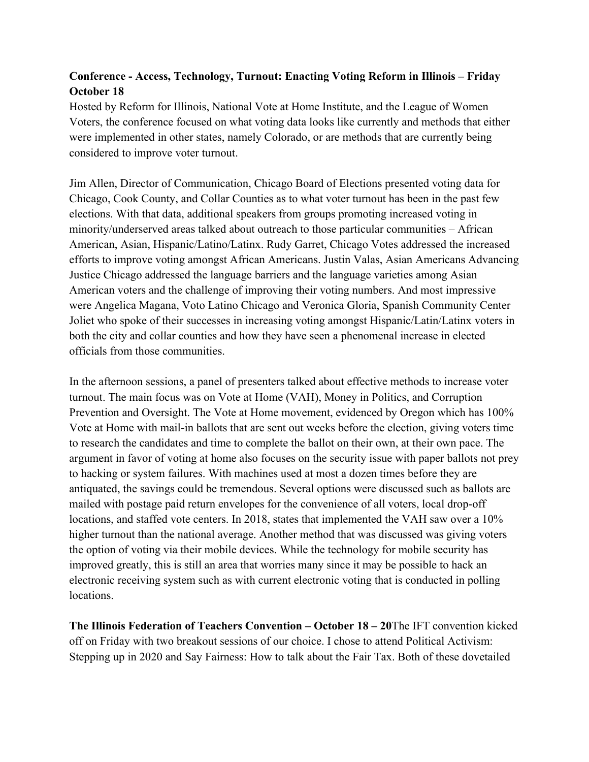**Conference - Access, Technology, Turnout: Enacting Voting Reform in Illinois – Friday October 18**

Hosted by Reform for Illinois, National Vote at Home Institute, and the League of Women Voters, the conference focused on what voting data looks like currently and methods that either were implemented in other states, namely Colorado, or are methods that are currently being considered to improve voter turnout.

Jim Allen, Director of Communication, Chicago Board of Elections presented voting data for Chicago, Cook County, and Collar Counties as to what voter turnout has been in the past few elections. With that data, additional speakers from groups promoting increased voting in minority/underserved areas talked about outreach to those particular communities – African American, Asian, Hispanic/Latino/Latinx. Rudy Garret, Chicago Votes addressed the increased efforts to improve voting amongst African Americans. Justin Valas, Asian Americans Advancing Justice Chicago addressed the language barriers and the language varieties among Asian American voters and the challenge of improving their voting numbers. And most impressive were Angelica Magana, Voto Latino Chicago and Veronica Gloria, Spanish Community Center Joliet who spoke of their successes in increasing voting amongst Hispanic/Latin/Latinx voters in both the city and collar counties and how they have seen a phenomenal increase in elected officials from those communities.

In the afternoon sessions, a panel of presenters talked about effective methods to increase voter turnout. The main focus was on Vote at Home (VAH), Money in Politics, and Corruption Prevention and Oversight. The Vote at Home movement, evidenced by Oregon which has 100% Vote at Home with mail-in ballots that are sent out weeks before the election, giving voters time to research the candidates and time to complete the ballot on their own, at their own pace. The argument in favor of voting at home also focuses on the security issue with paper ballots not prey to hacking or system failures. With machines used at most a dozen times before they are antiquated, the savings could be tremendous. Several options were discussed such as ballots are mailed with postage paid return envelopes for the convenience of all voters, local drop-off locations, and staffed vote centers. In 2018, states that implemented the VAH saw over a 10% higher turnout than the national average. Another method that was discussed was giving voters the option of voting via their mobile devices. While the technology for mobile security has improved greatly, this is still an area that worries many since it may be possible to hack an electronic receiving system such as with current electronic voting that is conducted in polling locations.

**The Illinois Federation of Teachers Convention – October 18 – 20**The IFT convention kicked off on Friday with two breakout sessions of our choice. I chose to attend Political Activism: Stepping up in 2020 and Say Fairness: How to talk about the Fair Tax. Both of these dovetailed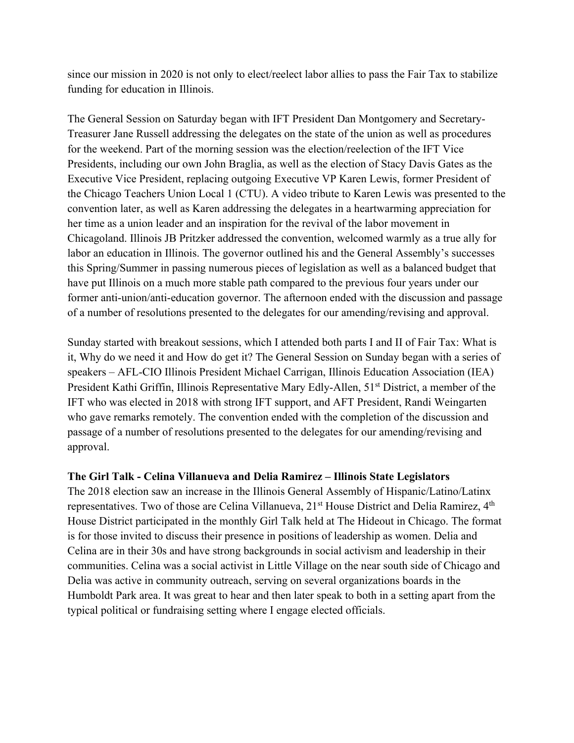since our mission in 2020 is not only to elect/reelect labor allies to pass the Fair Tax to stabilize funding for education in Illinois.

The General Session on Saturday began with IFT President Dan Montgomery and Secretary-Treasurer Jane Russell addressing the delegates on the state of the union as well as procedures for the weekend. Part of the morning session was the election/reelection of the IFT Vice Presidents, including our own John Braglia, as well as the election of Stacy Davis Gates as the Executive Vice President, replacing outgoing Executive VP Karen Lewis, former President of the Chicago Teachers Union Local 1 (CTU). A video tribute to Karen Lewis was presented to the convention later, as well as Karen addressing the delegates in a heartwarming appreciation for her time as a union leader and an inspiration for the revival of the labor movement in Chicagoland. Illinois JB Pritzker addressed the convention, welcomed warmly as a true ally for labor an education in Illinois. The governor outlined his and the General Assembly's successes this Spring/Summer in passing numerous pieces of legislation as well as a balanced budget that have put Illinois on a much more stable path compared to the previous four years under our former anti-union/anti-education governor. The afternoon ended with the discussion and passage of a number of resolutions presented to the delegates for our amending/revising and approval.

Sunday started with breakout sessions, which I attended both parts I and II of Fair Tax: What is it, Why do we need it and How do get it? The General Session on Sunday began with a series of speakers – AFL-CIO Illinois President Michael Carrigan, Illinois Education Association (IEA) President Kathi Griffin, Illinois Representative Mary Edly-Allen, 51st District, a member of the IFT who was elected in 2018 with strong IFT support, and AFT President, Randi Weingarten who gave remarks remotely. The convention ended with the completion of the discussion and passage of a number of resolutions presented to the delegates for our amending/revising and approval.

**The Girl Talk - Celina Villanueva and Delia Ramirez – Illinois State Legislators**

The 2018 election saw an increase in the Illinois General Assembly of Hispanic/Latino/Latinx representatives. Two of those are Celina Villanueva, 21st House District and Delia Ramirez, 4th House District participated in the monthly Girl Talk held at The Hideout in Chicago. The format is for those invited to discuss their presence in positions of leadership as women. Delia and Celina are in their 30s and have strong backgrounds in social activism and leadership in their communities. Celina was a social activist in Little Village on the near south side of Chicago and Delia was active in community outreach, serving on several organizations boards in the Humboldt Park area. It was great to hear and then later speak to both in a setting apart from the typical political or fundraising setting where I engage elected officials.